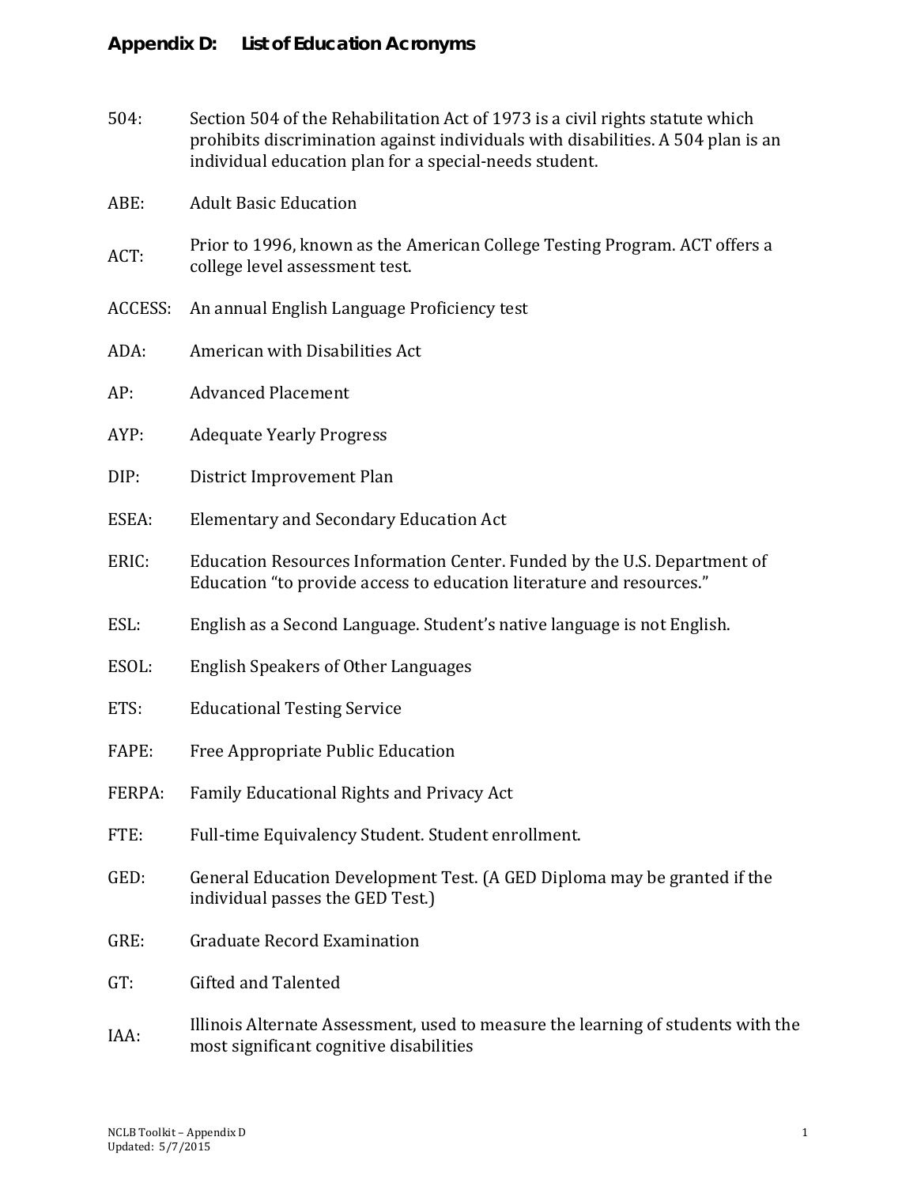# Appendix D: List of Education Acronyms

| | |
|---|---|
| 504: | Section 504 of the Rehabilitation Act of 1973 is a civil rights statute which prohibits discrimination against individuals with disabilities. A 504 plan is an individual education plan for a special-needs student. |
| ABE: | Adult Basic Education |
| ACT: | Prior to 1996, known as the American College Testing Program. ACT offers a college level assessment test. |
| ACCESS: | An annual English Language Proficiency test |
| ADA: | American with Disabilities Act |
| AP: | Advanced Placement |
| AYP: | Adequate Yearly Progress |
| DIP: | District Improvement Plan |
| ESEA: | Elementary and Secondary Education Act |
| ERIC: | Education Resources Information Center. Funded by the U.S. Department of Education "to provide access to education literature and resources." |
| ESL: | English as a Second Language. Student's native language is not English. |
| ESOL: | English Speakers of Other Languages |
| ETS: | Educational Testing Service |
| FAPE: | Free Appropriate Public Education |
| FERPA: | Family Educational Rights and Privacy Act |
| FTE: | Full-time Equivalency Student. Student enrollment. |
| GED: | General Education Development Test. (A GED Diploma may be granted if the individual passes the GED Test.) |
| GRE: | Graduate Record Examination |
| GT: | Gifted and Talented |
| IAA: | Illinois Alternate Assessment, used to measure the learning of students with the most significant cognitive disabilities |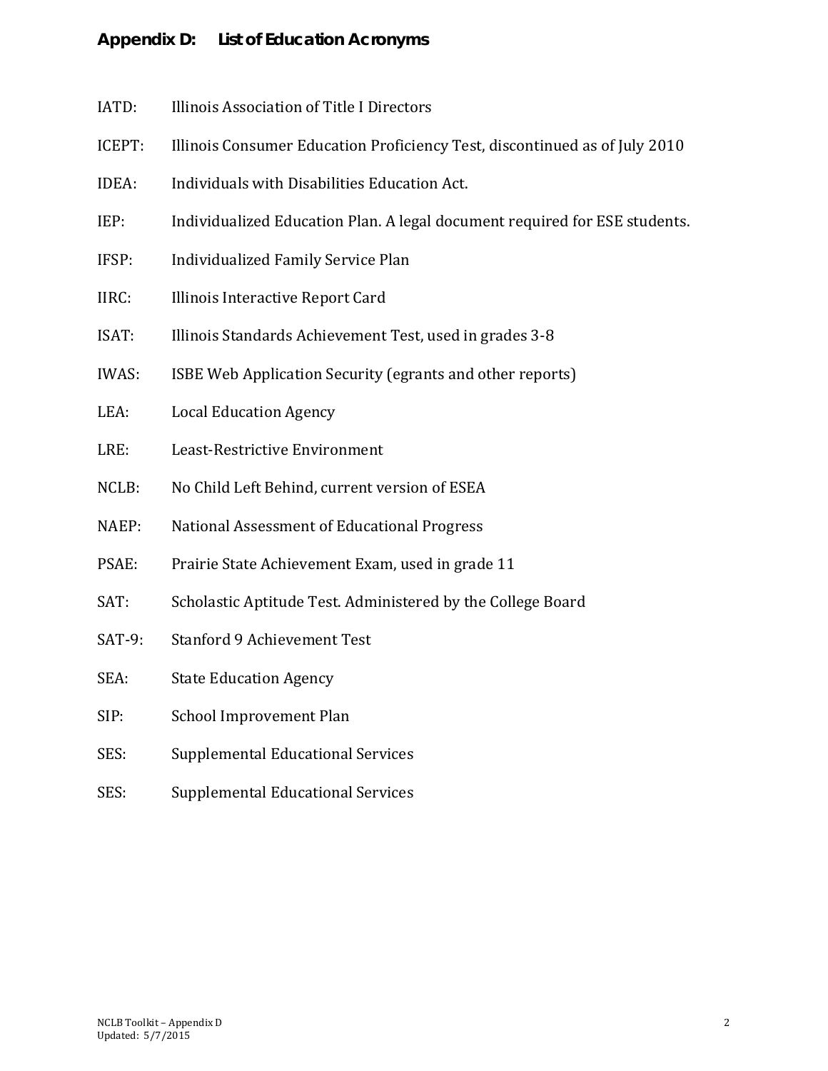## Appendix D: List of Education Acronyms

IATD: Illinois Association of Title I Directors

ICEPT: Illinois Consumer Education Proficiency Test, discontinued as of July 2010

IDEA: Individuals with Disabilities Education Act.

IEP: Individualized Education Plan. A legal document required for ESE students.

IFSP: Individualized Family Service Plan

IIRC: Illinois Interactive Report Card

ISAT: Illinois Standards Achievement Test, used in grades 3-8

IWAS: ISBE Web Application Security (egrants and other reports)

LEA: Local Education Agency

LRE: Least-Restrictive Environment

NCLB: No Child Left Behind, current version of ESEA

NAEP: National Assessment of Educational Progress

PSAE: Prairie State Achievement Exam, used in grade 11

SAT: Scholastic Aptitude Test. Administered by the College Board

SAT-9: Stanford 9 Achievement Test

SEA: State Education Agency

SIP: School Improvement Plan

SES: Supplemental Educational Services

SES: Supplemental Educational Services

NCLB Toolkit – Appendix D
Updated: 5/7/2015